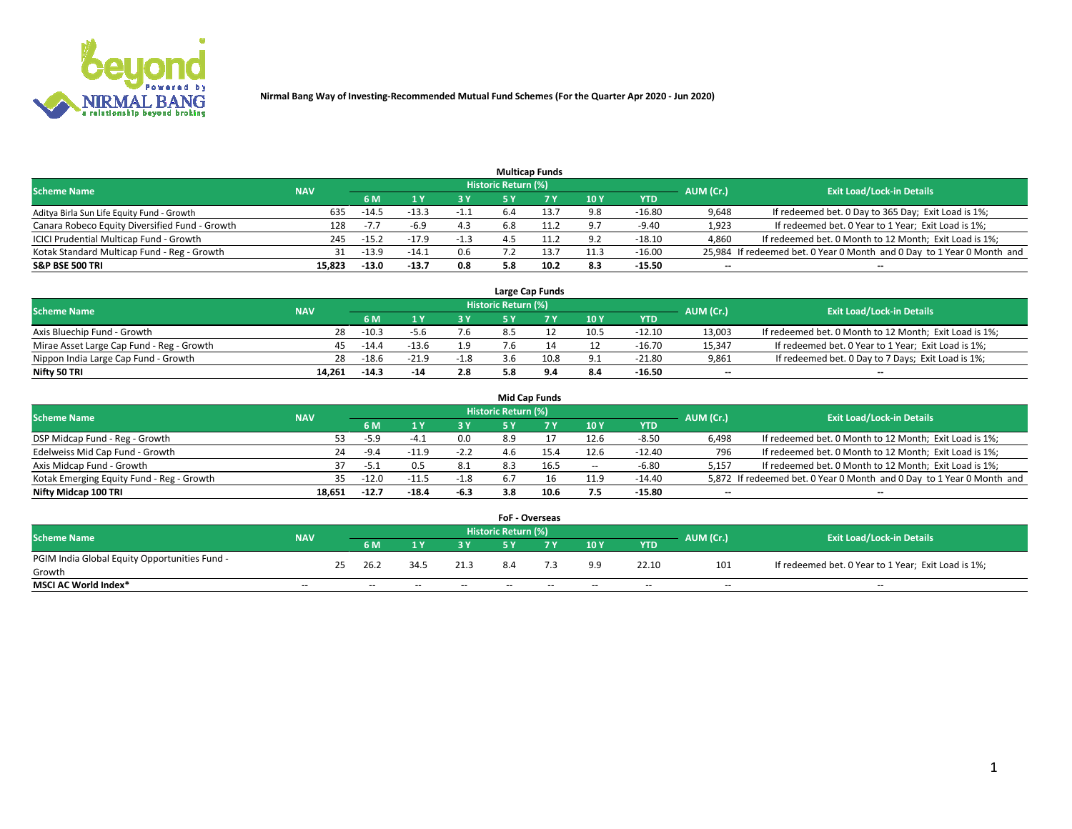**Nirmal Bang Way of Investing-Recommended Mutual Fund Schemes (For the Quarter Apr 2020 - Jun 2020)**

## Multicap Funds

| Scheme Name | NAV | Historic Return (%) | | | | | | | AUM (Cr.) | Exit Load/Lock-in Details |
|---|---|---|---|---|---|---|---|---|---|---|
| | | 6 M | 1 Y | 3 Y | 5 Y | 7 Y | 10 Y | YTD | | |
| Aditya Birla Sun Life Equity Fund - Growth | 635 | -14.5 | -13.3 | -1.1 | 6.4 | 13.7 | 9.8 | -16.80 | 9,648 | If redeemed bet. 0 Day to 365 Day; Exit Load is 1%; |
| Canara Robeco Equity Diversified Fund - Growth | 128 | -7.7 | -6.9 | 4.3 | 6.8 | 11.2 | 9.7 | -9.40 | 1,923 | If redeemed bet. 0 Year to 1 Year; Exit Load is 1%; |
| ICICI Prudential Multicap Fund - Growth | 245 | -15.2 | -17.9 | -1.3 | 4.5 | 11.2 | 9.2 | -18.10 | 4,860 | If redeemed bet. 0 Month to 12 Month; Exit Load is 1%; |
| Kotak Standard Multicap Fund - Reg - Growth | 31 | -13.9 | -14.1 | 0.6 | 7.2 | 13.7 | 11.3 | -16.00 | 25,984 | If redeemed bet. 0 Year 0 Month and 0 Day to 1 Year 0 Month and |
| **S&P BSE 500 TRI** | **15,823** | **-13.0** | **-13.7** | **0.8** | **5.8** | **10.2** | **8.3** | **-15.50** | **--** | **--** |

## Large Cap Funds

| Scheme Name | NAV | Historic Return (%) | | | | | | | AUM (Cr.) | Exit Load/Lock-in Details |
|---|---|---|---|---|---|---|---|---|---|---|
| | | 6 M | 1 Y | 3 Y | 5 Y | 7 Y | 10 Y | YTD | | |
| Axis Bluechip Fund - Growth | 28 | -10.3 | -5.6 | 7.6 | 8.5 | 12 | 10.5 | -12.10 | 13,003 | If redeemed bet. 0 Month to 12 Month; Exit Load is 1%; |
| Mirae Asset Large Cap Fund - Reg - Growth | 45 | -14.4 | -13.6 | 1.9 | 7.6 | 14 | 12 | -16.70 | 15,347 | If redeemed bet. 0 Year to 1 Year; Exit Load is 1%; |
| Nippon India Large Cap Fund - Growth | 28 | -18.6 | -21.9 | -1.8 | 3.6 | 10.8 | 9.1 | -21.80 | 9,861 | If redeemed bet. 0 Day to 7 Days; Exit Load is 1%; |
| **Nifty 50 TRI** | **14,261** | **-14.3** | **-14** | **2.8** | **5.8** | **9.4** | **8.4** | **-16.50** | **--** | **--** |

## Mid Cap Funds

| Scheme Name | NAV | Historic Return (%) | | | | | | | AUM (Cr.) | Exit Load/Lock-in Details |
|---|---|---|---|---|---|---|---|---|---|---|
| | | 6 M | 1 Y | 3 Y | 5 Y | 7 Y | 10 Y | YTD | | |
| DSP Midcap Fund - Reg - Growth | 53 | -5.9 | -4.1 | 0.0 | 8.9 | 17 | 12.6 | -8.50 | 6,498 | If redeemed bet. 0 Month to 12 Month; Exit Load is 1%; |
| Edelweiss Mid Cap Fund - Growth | 24 | -9.4 | -11.9 | -2.2 | 4.6 | 15.4 | 12.6 | -12.40 | 796 | If redeemed bet. 0 Month to 12 Month; Exit Load is 1%; |
| Axis Midcap Fund - Growth | 37 | -5.1 | 0.5 | 8.1 | 8.3 | 16.5 | -- | -6.80 | 5,157 | If redeemed bet. 0 Month to 12 Month; Exit Load is 1%; |
| Kotak Emerging Equity Fund - Reg - Growth | 35 | -12.0 | -11.5 | -1.8 | 6.7 | 16 | 11.9 | -14.40 | 5,872 | If redeemed bet. 0 Year 0 Month and 0 Day to 1 Year 0 Month and |
| **Nifty Midcap 100 TRI** | **18,651** | **-12.7** | **-18.4** | **-6.3** | **3.8** | **10.6** | **7.5** | **-15.80** | **--** | **--** |

## FoF - Overseas

| Scheme Name | NAV | Historic Return (%) | | | | | | | AUM (Cr.) | Exit Load/Lock-in Details |
|---|---|---|---|---|---|---|---|---|---|---|
| | | 6 M | 1 Y | 3 Y | 5 Y | 7 Y | 10 Y | YTD | | |
| PGIM India Global Equity Opportunities Fund - Growth | 25 | 26.2 | 34.5 | 21.3 | 8.4 | 7.3 | 9.9 | 22.10 | 101 | If redeemed bet. 0 Year to 1 Year; Exit Load is 1%; |
| **MSCI AC World Index*** | -- | -- | -- | -- | -- | -- | -- | -- | -- | -- |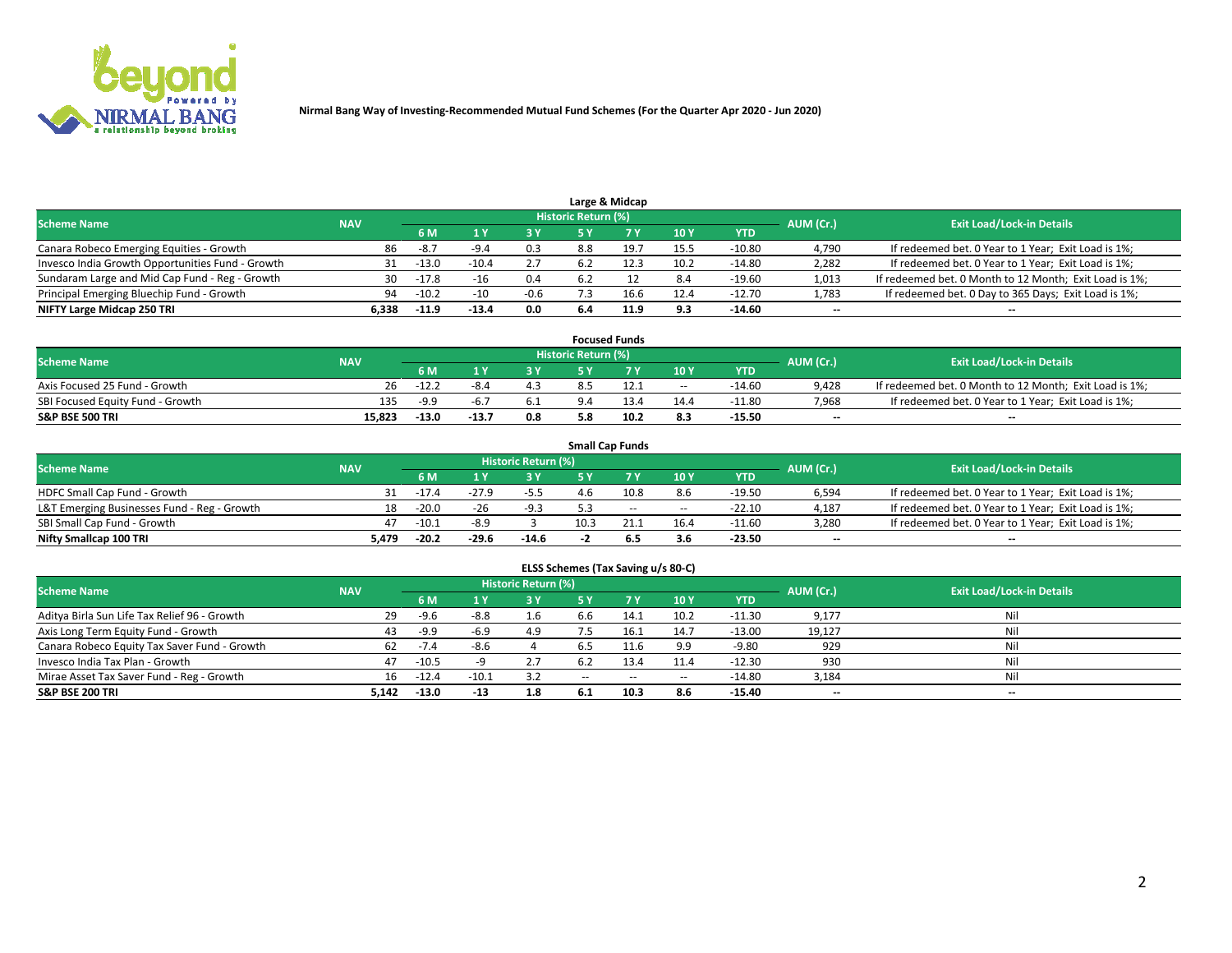Nirmal Bang Way of Investing-Recommended Mutual Fund Schemes (For the Quarter Apr 2020 - Jun 2020)

## Large & Midcap

| Scheme Name | NAV | Historic Return (%) | | | | | | | AUM (Cr.) | Exit Load/Lock-in Details |
|---|---|---|---|---|---|---|---|---|---|---|
| | | 6 M | 1 Y | 3 Y | 5 Y | 7 Y | 10 Y | YTD | | |
| Canara Robeco Emerging Equities - Growth | 86 | -8.7 | -9.4 | 0.3 | 8.8 | 19.7 | 15.5 | -10.80 | 4,790 | If redeemed bet. 0 Year to 1 Year; Exit Load is 1%; |
| Invesco India Growth Opportunities Fund - Growth | 31 | -13.0 | -10.4 | 2.7 | 6.2 | 12.3 | 10.2 | -14.80 | 2,282 | If redeemed bet. 0 Year to 1 Year; Exit Load is 1%; |
| Sundaram Large and Mid Cap Fund - Reg - Growth | 30 | -17.8 | -16 | 0.4 | 6.2 | 12 | 8.4 | -19.60 | 1,013 | If redeemed bet. 0 Month to 12 Month; Exit Load is 1%; |
| Principal Emerging Bluechip Fund - Growth | 94 | -10.2 | -10 | -0.6 | 7.3 | 16.6 | 12.4 | -12.70 | 1,783 | If redeemed bet. 0 Day to 365 Days; Exit Load is 1%; |
| **NIFTY Large Midcap 250 TRI** | **6,338** | **-11.9** | **-13.4** | **0.0** | **6.4** | **11.9** | **9.3** | **-14.60** | -- | -- |

## Focused Funds

| Scheme Name | NAV | Historic Return (%) | | | | | | | AUM (Cr.) | Exit Load/Lock-in Details |
|---|---|---|---|---|---|---|---|---|---|---|
| | | 6 M | 1 Y | 3 Y | 5 Y | 7 Y | 10 Y | YTD | | |
| Axis Focused 25 Fund - Growth | 26 | -12.2 | -8.4 | 4.3 | 8.5 | 12.1 | -- | -14.60 | 9,428 | If redeemed bet. 0 Month to 12 Month; Exit Load is 1%; |
| SBI Focused Equity Fund - Growth | 135 | -9.9 | -6.7 | 6.1 | 9.4 | 13.4 | 14.4 | -11.80 | 7,968 | If redeemed bet. 0 Year to 1 Year; Exit Load is 1%; |
| **S&P BSE 500 TRI** | **15,823** | **-13.0** | **-13.7** | **0.8** | **5.8** | **10.2** | **8.3** | **-15.50** | -- | -- |

## Small Cap Funds

| Scheme Name | NAV | Historic Return (%) | | | | | | | AUM (Cr.) | Exit Load/Lock-in Details |
|---|---|---|---|---|---|---|---|---|---|---|
| | | 6 M | 1 Y | 3 Y | 5 Y | 7 Y | 10 Y | YTD | | |
| HDFC Small Cap Fund - Growth | 31 | -17.4 | -27.9 | -5.5 | 4.6 | 10.8 | 8.6 | -19.50 | 6,594 | If redeemed bet. 0 Year to 1 Year; Exit Load is 1%; |
| L&T Emerging Businesses Fund - Reg - Growth | 18 | -20.0 | -26 | -9.3 | 5.3 | -- | -- | -22.10 | 4,187 | If redeemed bet. 0 Year to 1 Year; Exit Load is 1%; |
| SBI Small Cap Fund - Growth | 47 | -10.1 | -8.9 | 3 | 10.3 | 21.1 | 16.4 | -11.60 | 3,280 | If redeemed bet. 0 Year to 1 Year; Exit Load is 1%; |
| **Nifty Smallcap 100 TRI** | **5,479** | **-20.2** | **-29.6** | **-14.6** | **-2** | **6.5** | **3.6** | **-23.50** | -- | -- |

## ELSS Schemes (Tax Saving u/s 80-C)

| Scheme Name | NAV | Historic Return (%) | | | | | | | AUM (Cr.) | Exit Load/Lock-in Details |
|---|---|---|---|---|---|---|---|---|---|---|
| | | 6 M | 1 Y | 3 Y | 5 Y | 7 Y | 10 Y | YTD | | |
| Aditya Birla Sun Life Tax Relief 96 - Growth | 29 | -9.6 | -8.8 | 1.6 | 6.6 | 14.1 | 10.2 | -11.30 | 9,177 | Nil |
| Axis Long Term Equity Fund - Growth | 43 | -9.9 | -6.9 | 4.9 | 7.5 | 16.1 | 14.7 | -13.00 | 19,127 | Nil |
| Canara Robeco Equity Tax Saver Fund - Growth | 62 | -7.4 | -8.6 | 4 | 6.5 | 11.6 | 9.9 | -9.80 | 929 | Nil |
| Invesco India Tax Plan - Growth | 47 | -10.5 | -9 | 2.7 | 6.2 | 13.4 | 11.4 | -12.30 | 930 | Nil |
| Mirae Asset Tax Saver Fund - Reg - Growth | 16 | -12.4 | -10.1 | 3.2 | -- | -- | -- | -14.80 | 3,184 | Nil |
| **S&P BSE 200 TRI** | **5,142** | **-13.0** | **-13** | **1.8** | **6.1** | **10.3** | **8.6** | **-15.40** | -- | -- |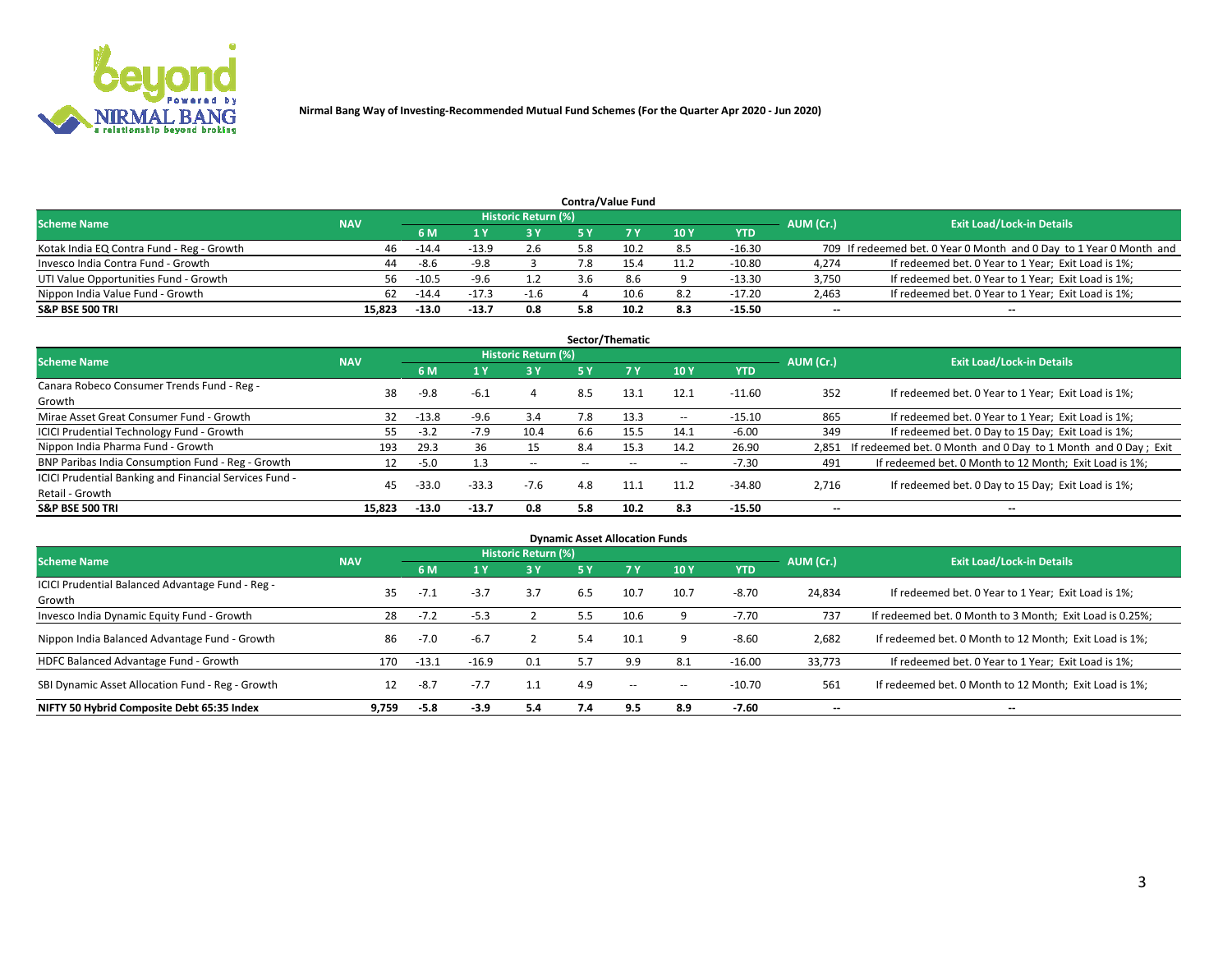**Nirmal Bang Way of Investing-Recommended Mutual Fund Schemes (For the Quarter Apr 2020 - Jun 2020)**

## Contra/Value Fund

| Scheme Name | NAV | Historic Return (%) | | | | | | | AUM (Cr.) | Exit Load/Lock-in Details |
|---|---|---|---|---|---|---|---|---|---|---|
| | | 6 M | 1 Y | 3 Y | 5 Y | 7 Y | 10 Y | YTD | | |
| Kotak India EQ Contra Fund - Reg - Growth | 46 | -14.4 | -13.9 | 2.6 | 5.8 | 10.2 | 8.5 | -16.30 | 709 | If redeemed bet. 0 Year 0 Month and 0 Day to 1 Year 0 Month and |
| Invesco India Contra Fund - Growth | 44 | -8.6 | -9.8 | 3 | 7.8 | 15.4 | 11.2 | -10.80 | 4,274 | If redeemed bet. 0 Year to 1 Year; Exit Load is 1%; |
| UTI Value Opportunities Fund - Growth | 56 | -10.5 | -9.6 | 1.2 | 3.6 | 8.6 | 9 | -13.30 | 3,750 | If redeemed bet. 0 Year to 1 Year; Exit Load is 1%; |
| Nippon India Value Fund - Growth | 62 | -14.4 | -17.3 | -1.6 | 4 | 10.6 | 8.2 | -17.20 | 2,463 | If redeemed bet. 0 Year to 1 Year; Exit Load is 1%; |
| **S&P BSE 500 TRI** | **15,823** | **-13.0** | **-13.7** | **0.8** | **5.8** | **10.2** | **8.3** | **-15.50** | **--** | **--** |

## Sector/Thematic

| Scheme Name | NAV | Historic Return (%) | | | | | | | AUM (Cr.) | Exit Load/Lock-in Details |
|---|---|---|---|---|---|---|---|---|---|---|
| | | 6 M | 1 Y | 3 Y | 5 Y | 7 Y | 10 Y | YTD | | |
| Canara Robeco Consumer Trends Fund - Reg - Growth | 38 | -9.8 | -6.1 | 4 | 8.5 | 13.1 | 12.1 | -11.60 | 352 | If redeemed bet. 0 Year to 1 Year; Exit Load is 1%; |
| Mirae Asset Great Consumer Fund - Growth | 32 | -13.8 | -9.6 | 3.4 | 7.8 | 13.3 | -- | -15.10 | 865 | If redeemed bet. 0 Year to 1 Year; Exit Load is 1%; |
| ICICI Prudential Technology Fund - Growth | 55 | -3.2 | -7.9 | 10.4 | 6.6 | 15.5 | 14.1 | -6.00 | 349 | If redeemed bet. 0 Day to 15 Day; Exit Load is 1%; |
| Nippon India Pharma Fund - Growth | 193 | 29.3 | 36 | 15 | 8.4 | 15.3 | 14.2 | 26.90 | 2,851 | If redeemed bet. 0 Month and 0 Day to 1 Month and 0 Day ; Exit |
| BNP Paribas India Consumption Fund - Reg - Growth | 12 | -5.0 | 1.3 | -- | -- | -- | -- | -7.30 | 491 | If redeemed bet. 0 Month to 12 Month; Exit Load is 1%; |
| ICICI Prudential Banking and Financial Services Fund - Retail - Growth | 45 | -33.0 | -33.3 | -7.6 | 4.8 | 11.1 | 11.2 | -34.80 | 2,716 | If redeemed bet. 0 Day to 15 Day; Exit Load is 1%; |
| **S&P BSE 500 TRI** | **15,823** | **-13.0** | **-13.7** | **0.8** | **5.8** | **10.2** | **8.3** | **-15.50** | **--** | **--** |

## Dynamic Asset Allocation Funds

| Scheme Name | NAV | Historic Return (%) | | | | | | | AUM (Cr.) | Exit Load/Lock-in Details |
|---|---|---|---|---|---|---|---|---|---|---|
| | | 6 M | 1 Y | 3 Y | 5 Y | 7 Y | 10 Y | YTD | | |
| ICICI Prudential Balanced Advantage Fund - Reg - Growth | 35 | -7.1 | -3.7 | 3.7 | 6.5 | 10.7 | 10.7 | -8.70 | 24,834 | If redeemed bet. 0 Year to 1 Year; Exit Load is 1%; |
| Invesco India Dynamic Equity Fund - Growth | 28 | -7.2 | -5.3 | 2 | 5.5 | 10.6 | 9 | -7.70 | 737 | If redeemed bet. 0 Month to 3 Month; Exit Load is 0.25%; |
| Nippon India Balanced Advantage Fund - Growth | 86 | -7.0 | -6.7 | 2 | 5.4 | 10.1 | 9 | -8.60 | 2,682 | If redeemed bet. 0 Month to 12 Month; Exit Load is 1%; |
| HDFC Balanced Advantage Fund - Growth | 170 | -13.1 | -16.9 | 0.1 | 5.7 | 9.9 | 8.1 | -16.00 | 33,773 | If redeemed bet. 0 Year to 1 Year; Exit Load is 1%; |
| SBI Dynamic Asset Allocation Fund - Reg - Growth | 12 | -8.7 | -7.7 | 1.1 | 4.9 | -- | -- | -10.70 | 561 | If redeemed bet. 0 Month to 12 Month; Exit Load is 1%; |
| **NIFTY 50 Hybrid Composite Debt 65:35 Index** | **9,759** | **-5.8** | **-3.9** | **5.4** | **7.4** | **9.5** | **8.9** | **-7.60** | **--** | **--** |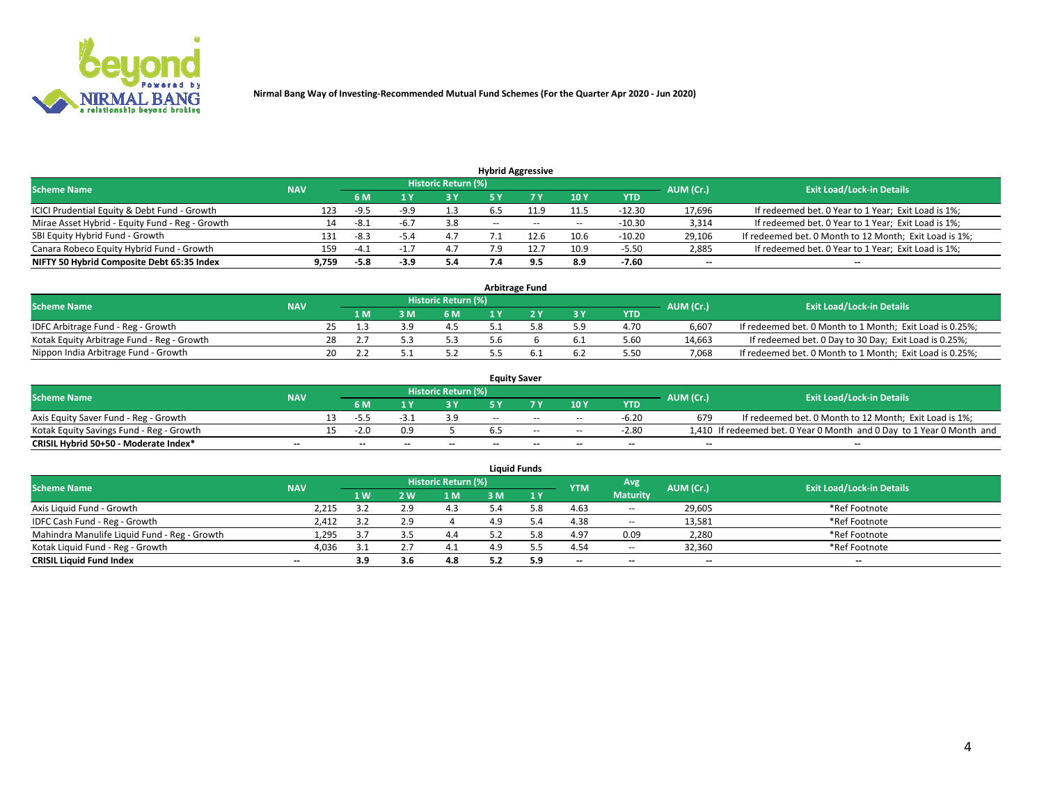Nirmal Bang Way of Investing-Recommended Mutual Fund Schemes (For the Quarter Apr 2020 - Jun 2020)

## Hybrid Aggressive

| Scheme Name | NAV | Historic Return (%) | | | | | | | AUM (Cr.) | Exit Load/Lock-in Details |
|---|---|---|---|---|---|---|---|---|---|---|
| | | 6 M | 1 Y | 3 Y | 5 Y | 7 Y | 10 Y | YTD | | |
| ICICI Prudential Equity & Debt Fund - Growth | 123 | -9.5 | -9.9 | 1.3 | 6.5 | 11.9 | 11.5 | -12.30 | 17,696 | If redeemed bet. 0 Year to 1 Year; Exit Load is 1%; |
| Mirae Asset Hybrid - Equity Fund - Reg - Growth | 14 | -8.1 | -6.7 | 3.8 | -- | -- | -- | -10.30 | 3,314 | If redeemed bet. 0 Year to 1 Year; Exit Load is 1%; |
| SBI Equity Hybrid Fund - Growth | 131 | -8.3 | -5.4 | 4.7 | 7.1 | 12.6 | 10.6 | -10.20 | 29,106 | If redeemed bet. 0 Month to 12 Month; Exit Load is 1%; |
| Canara Robeco Equity Hybrid Fund - Growth | 159 | -4.1 | -1.7 | 4.7 | 7.9 | 12.7 | 10.9 | -5.50 | 2,885 | If redeemed bet. 0 Year to 1 Year; Exit Load is 1%; |
| **NIFTY 50 Hybrid Composite Debt 65:35 Index** | **9,759** | **-5.8** | **-3.9** | **5.4** | **7.4** | **9.5** | **8.9** | **-7.60** | **--** | **--** |

## Arbitrage Fund

| Scheme Name | NAV | Historic Return (%) | | | | | | | AUM (Cr.) | Exit Load/Lock-in Details |
|---|---|---|---|---|---|---|---|---|---|---|
| | | 1 M | 3 M | 6 M | 1 Y | 2 Y | 3 Y | YTD | | |
| IDFC Arbitrage Fund - Reg - Growth | 25 | 1.3 | 3.9 | 4.5 | 5.1 | 5.8 | 5.9 | 4.70 | 6,607 | If redeemed bet. 0 Month to 1 Month; Exit Load is 0.25%; |
| Kotak Equity Arbitrage Fund - Reg - Growth | 28 | 2.7 | 5.3 | 5.3 | 5.6 | 6 | 6.1 | 5.60 | 14,663 | If redeemed bet. 0 Day to 30 Day; Exit Load is 0.25%; |
| Nippon India Arbitrage Fund - Growth | 20 | 2.2 | 5.1 | 5.2 | 5.5 | 6.1 | 6.2 | 5.50 | 7,068 | If redeemed bet. 0 Month to 1 Month; Exit Load is 0.25%; |

## Equity Saver

| Scheme Name | NAV | Historic Return (%) | | | | | | | AUM (Cr.) | Exit Load/Lock-in Details |
|---|---|---|---|---|---|---|---|---|---|---|
| | | 6 M | 1 Y | 3 Y | 5 Y | 7 Y | 10 Y | YTD | | |
| Axis Equity Saver Fund - Reg - Growth | 13 | -5.5 | -3.1 | 3.9 | -- | -- | -- | -6.20 | 679 | If redeemed bet. 0 Month to 12 Month; Exit Load is 1%; |
| Kotak Equity Savings Fund - Reg - Growth | 15 | -2.0 | 0.9 | 5 | 6.5 | -- | -- | -2.80 | 1,410 | If redeemed bet. 0 Year 0 Month and 0 Day to 1 Year 0 Month and |
| **CRISIL Hybrid 50+50 - Moderate Index*** | **--** | **--** | **--** | **--** | **--** | **--** | **--** | **--** | **--** | **--** |

## Liquid Funds

| Scheme Name | NAV | Historic Return (%) | | | | | YTM | Avg Maturity | AUM (Cr.) | Exit Load/Lock-in Details |
|---|---|---|---|---|---|---|---|---|---|---|
| | | 1 W | 2 W | 1 M | 3 M | 1 Y | | | | |
| Axis Liquid Fund - Growth | 2,215 | 3.2 | 2.9 | 4.3 | 5.4 | 5.8 | 4.63 | -- | 29,605 | *Ref Footnote |
| IDFC Cash Fund - Reg - Growth | 2,412 | 3.2 | 2.9 | 4 | 4.9 | 5.4 | 4.38 | -- | 13,581 | *Ref Footnote |
| Mahindra Manulife Liquid Fund - Reg - Growth | 1,295 | 3.7 | 3.5 | 4.4 | 5.2 | 5.8 | 4.97 | 0.09 | 2,280 | *Ref Footnote |
| Kotak Liquid Fund - Reg - Growth | 4,036 | 3.1 | 2.7 | 4.1 | 4.9 | 5.5 | 4.54 | -- | 32,360 | *Ref Footnote |
| **CRISIL Liquid Fund Index** | **--** | **3.9** | **3.6** | **4.8** | **5.2** | **5.9** | **--** | **--** | **--** | **--** |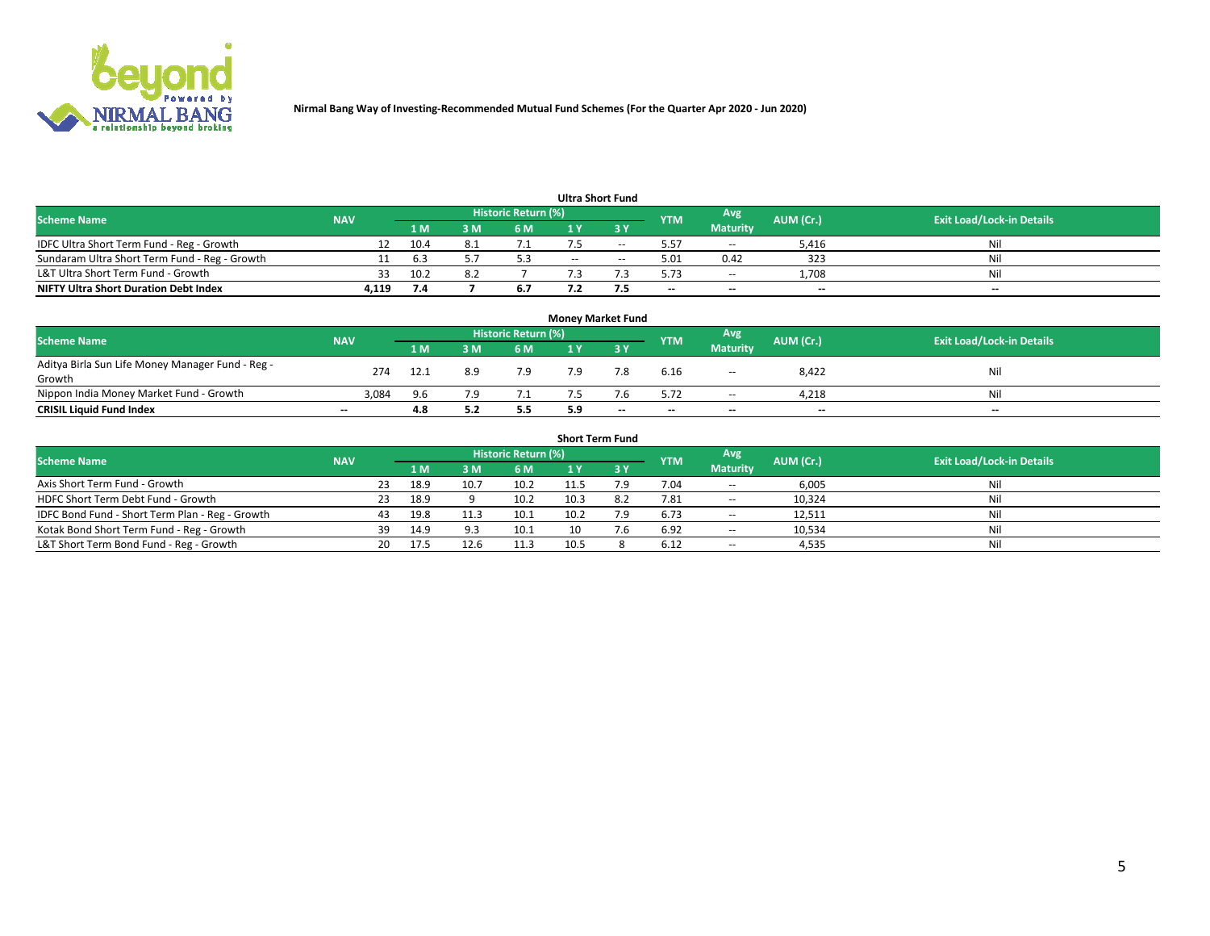Nirmal Bang Way of Investing-Recommended Mutual Fund Schemes (For the Quarter Apr 2020 - Jun 2020)

## Ultra Short Fund

| Scheme Name | NAV | Historic Return (%) | | | | | YTM | Avg Maturity | AUM (Cr.) | Exit Load/Lock-in Details |
|---|---|---|---|---|---|---|---|---|---|---|
| | | 1 M | 3 M | 6 M | 1 Y | 3 Y | | | | |
| IDFC Ultra Short Term Fund - Reg - Growth | 12 | 10.4 | 8.1 | 7.1 | 7.5 | -- | 5.57 | -- | 5,416 | Nil |
| Sundaram Ultra Short Term Fund - Reg - Growth | 11 | 6.3 | 5.7 | 5.3 | -- | -- | 5.01 | 0.42 | 323 | Nil |
| L&T Ultra Short Term Fund - Growth | 33 | 10.2 | 8.2 | 7 | 7.3 | 7.3 | 5.73 | -- | 1,708 | Nil |
| **NIFTY Ultra Short Duration Debt Index** | **4,119** | **7.4** | **7** | **6.7** | **7.2** | **7.5** | **--** | **--** | **--** | **--** |

## Money Market Fund

| Scheme Name | NAV | Historic Return (%) | | | | | YTM | Avg Maturity | AUM (Cr.) | Exit Load/Lock-in Details |
|---|---|---|---|---|---|---|---|---|---|---|
| | | 1 M | 3 M | 6 M | 1 Y | 3 Y | | | | |
| Aditya Birla Sun Life Money Manager Fund - Reg - Growth | 274 | 12.1 | 8.9 | 7.9 | 7.9 | 7.8 | 6.16 | -- | 8,422 | Nil |
| Nippon India Money Market Fund - Growth | 3,084 | 9.6 | 7.9 | 7.1 | 7.5 | 7.6 | 5.72 | -- | 4,218 | Nil |
| **CRISIL Liquid Fund Index** | **--** | **4.8** | **5.2** | **5.5** | **5.9** | **--** | **--** | **--** | **--** | **--** |

## Short Term Fund

| Scheme Name | NAV | Historic Return (%) | | | | | YTM | Avg Maturity | AUM (Cr.) | Exit Load/Lock-in Details |
|---|---|---|---|---|---|---|---|---|---|---|
| | | 1 M | 3 M | 6 M | 1 Y | 3 Y | | | | |
| Axis Short Term Fund - Growth | 23 | 18.9 | 10.7 | 10.2 | 11.5 | 7.9 | 7.04 | -- | 6,005 | Nil |
| HDFC Short Term Debt Fund - Growth | 23 | 18.9 | 9 | 10.2 | 10.3 | 8.2 | 7.81 | -- | 10,324 | Nil |
| IDFC Bond Fund - Short Term Plan - Reg - Growth | 43 | 19.8 | 11.3 | 10.1 | 10.2 | 7.9 | 6.73 | -- | 12,511 | Nil |
| Kotak Bond Short Term Fund - Reg - Growth | 39 | 14.9 | 9.3 | 10.1 | 10 | 7.6 | 6.92 | -- | 10,534 | Nil |
| L&T Short Term Bond Fund - Reg - Growth | 20 | 17.5 | 12.6 | 11.3 | 10.5 | 8 | 6.12 | -- | 4,535 | Nil |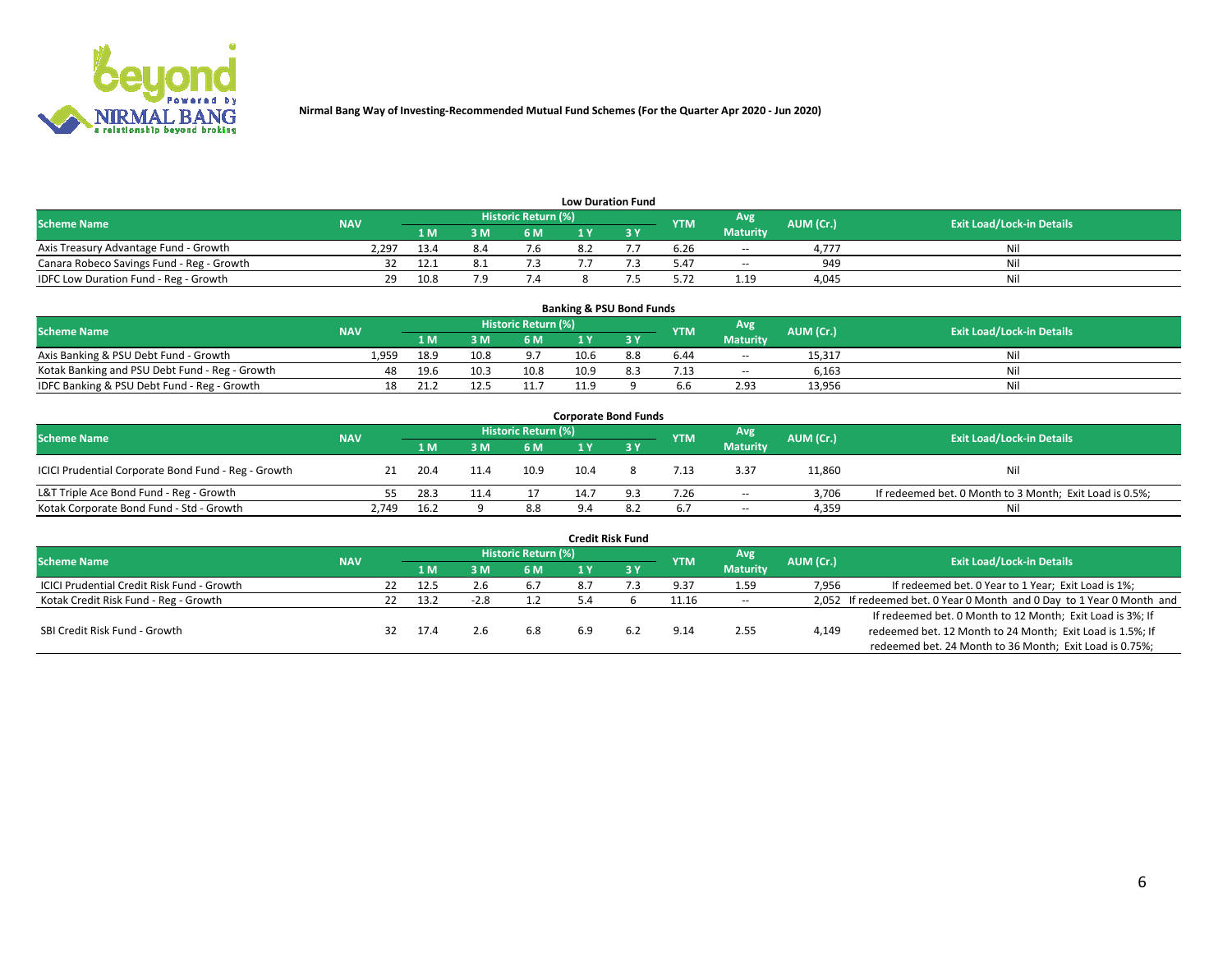Nirmal Bang Way of Investing-Recommended Mutual Fund Schemes (For the Quarter Apr 2020 - Jun 2020)

## Low Duration Fund

| Scheme Name | NAV | Historic Return (%) | | | | | YTM | Avg Maturity | AUM (Cr.) | Exit Load/Lock-in Details |
|---|---|---|---|---|---|---|---|---|---|---|
| | | 1 M | 3 M | 6 M | 1 Y | 3 Y | | | | |
| Axis Treasury Advantage Fund - Growth | 2,297 | 13.4 | 8.4 | 7.6 | 8.2 | 7.7 | 6.26 | -- | 4,777 | Nil |
| Canara Robeco Savings Fund - Reg - Growth | 32 | 12.1 | 8.1 | 7.3 | 7.7 | 7.3 | 5.47 | -- | 949 | Nil |
| IDFC Low Duration Fund - Reg - Growth | 29 | 10.8 | 7.9 | 7.4 | 8 | 7.5 | 5.72 | 1.19 | 4,045 | Nil |

## Banking & PSU Bond Funds

| Scheme Name | NAV | Historic Return (%) | | | | | YTM | Avg Maturity | AUM (Cr.) | Exit Load/Lock-in Details |
|---|---|---|---|---|---|---|---|---|---|---|
| | | 1 M | 3 M | 6 M | 1 Y | 3 Y | | | | |
| Axis Banking & PSU Debt Fund - Growth | 1,959 | 18.9 | 10.8 | 9.7 | 10.6 | 8.8 | 6.44 | -- | 15,317 | Nil |
| Kotak Banking and PSU Debt Fund - Reg - Growth | 48 | 19.6 | 10.3 | 10.8 | 10.9 | 8.3 | 7.13 | -- | 6,163 | Nil |
| IDFC Banking & PSU Debt Fund - Reg - Growth | 18 | 21.2 | 12.5 | 11.7 | 11.9 | 9 | 6.6 | 2.93 | 13,956 | Nil |

## Corporate Bond Funds

| Scheme Name | NAV | Historic Return (%) | | | | | YTM | Avg Maturity | AUM (Cr.) | Exit Load/Lock-in Details |
|---|---|---|---|---|---|---|---|---|---|---|
| | | 1 M | 3 M | 6 M | 1 Y | 3 Y | | | | |
| ICICI Prudential Corporate Bond Fund - Reg - Growth | 21 | 20.4 | 11.4 | 10.9 | 10.4 | 8 | 7.13 | 3.37 | 11,860 | Nil |
| L&T Triple Ace Bond Fund - Reg - Growth | 55 | 28.3 | 11.4 | 17 | 14.7 | 9.3 | 7.26 | -- | 3,706 | If redeemed bet. 0 Month to 3 Month; Exit Load is 0.5%; |
| Kotak Corporate Bond Fund - Std - Growth | 2,749 | 16.2 | 9 | 8.8 | 9.4 | 8.2 | 6.7 | -- | 4,359 | Nil |

## Credit Risk Fund

| Scheme Name | NAV | Historic Return (%) | | | | | YTM | Avg Maturity | AUM (Cr.) | Exit Load/Lock-in Details |
|---|---|---|---|---|---|---|---|---|---|---|
| | | 1 M | 3 M | 6 M | 1 Y | 3 Y | | | | |
| ICICI Prudential Credit Risk Fund - Growth | 22 | 12.5 | 2.6 | 6.7 | 8.7 | 7.3 | 9.37 | 1.59 | 7,956 | If redeemed bet. 0 Year to 1 Year; Exit Load is 1%; |
| Kotak Credit Risk Fund - Reg - Growth | 22 | 13.2 | -2.8 | 1.2 | 5.4 | 6 | 11.16 | -- | 2,052 | If redeemed bet. 0 Year 0 Month and 0 Day to 1 Year 0 Month and |
| SBI Credit Risk Fund - Growth | 32 | 17.4 | 2.6 | 6.8 | 6.9 | 6.2 | 9.14 | 2.55 | 4,149 | If redeemed bet. 0 Month to 12 Month; Exit Load is 3%; If redeemed bet. 12 Month to 24 Month; Exit Load is 1.5%; If redeemed bet. 24 Month to 36 Month; Exit Load is 0.75%; |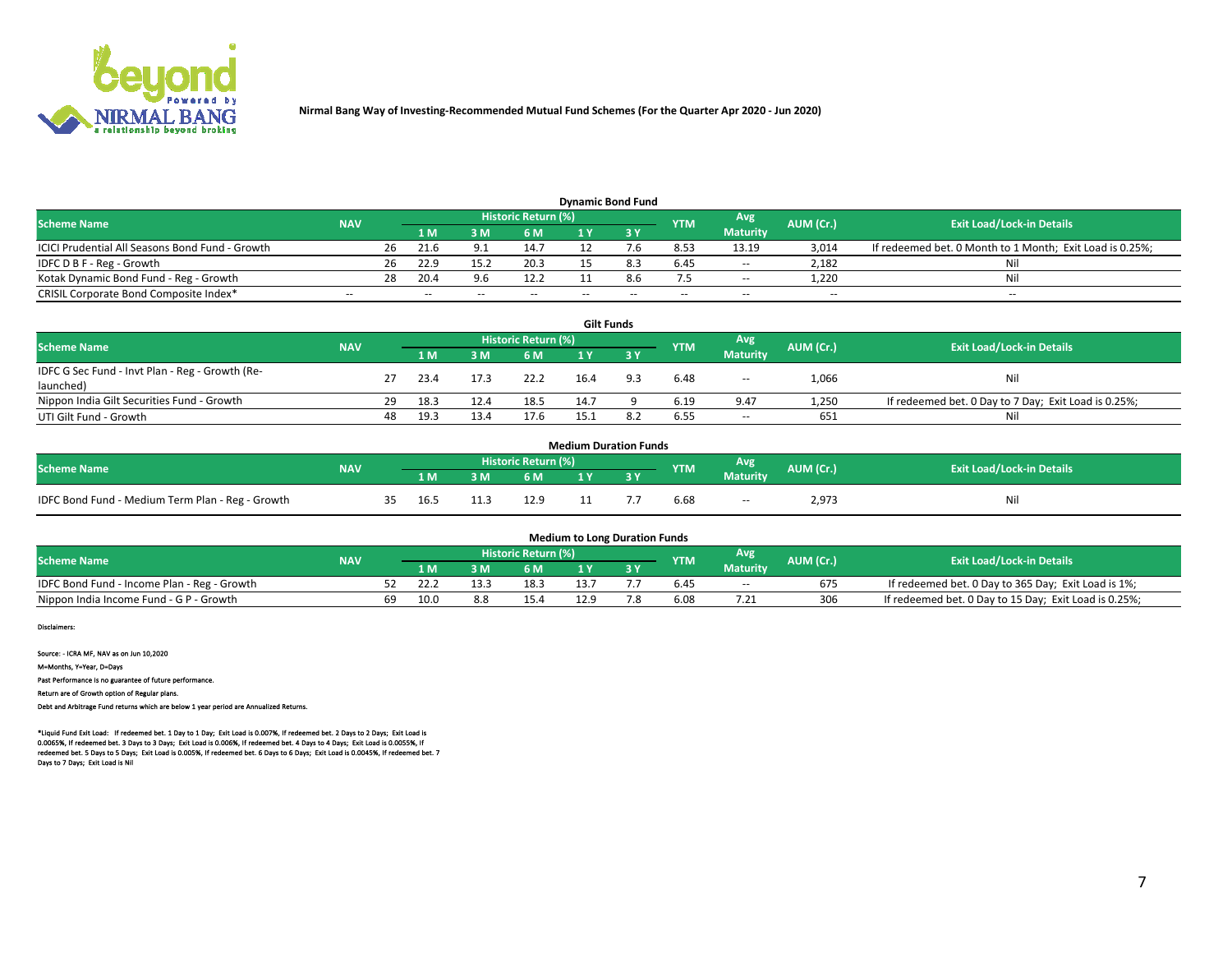Nirmal Bang Way of Investing-Recommended Mutual Fund Schemes (For the Quarter Apr 2020 - Jun 2020)

## Dynamic Bond Fund

| Scheme Name | NAV | Historic Return (%) | | | | | YTM | Avg Maturity | AUM (Cr.) | Exit Load/Lock-in Details |
|---|---|---|---|---|---|---|---|---|---|---|
| | | 1 M | 3 M | 6 M | 1 Y | 3 Y | | | | |
| ICICI Prudential All Seasons Bond Fund - Growth | 26 | 21.6 | 9.1 | 14.7 | 12 | 7.6 | 8.53 | 13.19 | 3,014 | If redeemed bet. 0 Month to 1 Month; Exit Load is 0.25%; |
| IDFC D B F - Reg - Growth | 26 | 22.9 | 15.2 | 20.3 | 15 | 8.3 | 6.45 | -- | 2,182 | Nil |
| Kotak Dynamic Bond Fund - Reg - Growth | 28 | 20.4 | 9.6 | 12.2 | 11 | 8.6 | 7.5 | -- | 1,220 | Nil |
| CRISIL Corporate Bond Composite Index* | -- | -- | -- | -- | -- | -- | -- | -- | -- | -- |

## Gilt Funds

| Scheme Name | NAV | Historic Return (%) | | | | | YTM | Avg Maturity | AUM (Cr.) | Exit Load/Lock-in Details |
|---|---|---|---|---|---|---|---|---|---|---|
| | | 1 M | 3 M | 6 M | 1 Y | 3 Y | | | | |
| IDFC G Sec Fund - Invt Plan - Reg - Growth (Re-launched) | 27 | 23.4 | 17.3 | 22.2 | 16.4 | 9.3 | 6.48 | -- | 1,066 | Nil |
| Nippon India Gilt Securities Fund - Growth | 29 | 18.3 | 12.4 | 18.5 | 14.7 | 9 | 6.19 | 9.47 | 1,250 | If redeemed bet. 0 Day to 7 Day; Exit Load is 0.25%; |
| UTI Gilt Fund - Growth | 48 | 19.3 | 13.4 | 17.6 | 15.1 | 8.2 | 6.55 | -- | 651 | Nil |

## Medium Duration Funds

| Scheme Name | NAV | Historic Return (%) | | | | | YTM | Avg Maturity | AUM (Cr.) | Exit Load/Lock-in Details |
|---|---|---|---|---|---|---|---|---|---|---|
| | | 1 M | 3 M | 6 M | 1 Y | 3 Y | | | | |
| IDFC Bond Fund - Medium Term Plan - Reg - Growth | 35 | 16.5 | 11.3 | 12.9 | 11 | 7.7 | 6.68 | -- | 2,973 | Nil |

## Medium to Long Duration Funds

| Scheme Name | NAV | Historic Return (%) | | | | | YTM | Avg Maturity | AUM (Cr.) | Exit Load/Lock-in Details |
|---|---|---|---|---|---|---|---|---|---|---|
| | | 1 M | 3 M | 6 M | 1 Y | 3 Y | | | | |
| IDFC Bond Fund - Income Plan - Reg - Growth | 52 | 22.2 | 13.3 | 18.3 | 13.7 | 7.7 | 6.45 | -- | 675 | If redeemed bet. 0 Day to 365 Day; Exit Load is 1%; |
| Nippon India Income Fund - G P - Growth | 69 | 10.0 | 8.8 | 15.4 | 12.9 | 7.8 | 6.08 | 7.21 | 306 | If redeemed bet. 0 Day to 15 Day; Exit Load is 0.25%; |

Disclaimers:

Source: - ICRA MF, NAV as on Jun 10,2020

M=Months, Y=Year, D=Days

Past Performance is no guarantee of future performance.

Return are of Growth option of Regular plans.

Debt and Arbitrage Fund returns which are below 1 year period are Annualized Returns.

*Liquid Fund Exit Load: If redeemed bet. 1 Day to 1 Day; Exit Load is 0.007%, If redeemed bet. 2 Days to 2 Days; Exit Load is 0.0065%, If redeemed bet. 3 Days to 3 Days; Exit Load is 0.006%, If redeemed bet. 4 Days to 4 Days; Exit Load is 0.0055%, If redeemed bet. 5 Days to 5 Days; Exit Load is 0.005%, If redeemed bet. 6 Days to 6 Days; Exit Load is 0.0045%, If redeemed bet. 7 Days to 7 Days; Exit Load is Nil